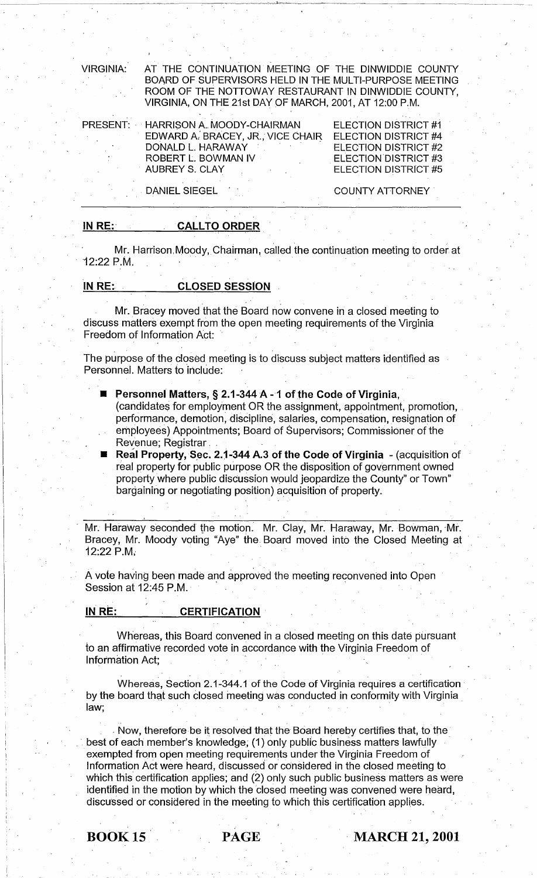VIRGINIA: AT THE CONTINUATION MEETING OF THE DINWIDDIE COUNTY BOARD OF SUPERVISORS HELD IN THE MULTI-PURPOSE MEETING ROOM OF THE NOTTOWAY RESTAURANT IN DINWIDDIE COUNTY, VIRGINIA, ON THE 21st DAY OF MARCH, 2001, AT 12:00 P.M.

| PRESENT: | | |
|---|---|---|
| | HARRISON A. MOODY-CHAIRMAN | ELECTION DISTRICT #1 |
| | EDWARD A. BRACEY, JR., VICE CHAIR | ELECTION DISTRICT #4 |
| | DONALD L. HARAWAY | ELECTION DISTRICT #2 |
| | ROBERT L. BOWMAN IV | ELECTION DISTRICT #3 |
| | AUBREY S. CLAY | ELECTION DISTRICT #5 |
| | DANIEL SIEGEL | COUNTY ATTORNEY |

---

**IN RE: CALLTO ORDER**

Mr. Harrison Moody, Chairman, called the continuation meeting to order at 12:22 P.M.

**IN RE: CLOSED SESSION**

Mr. Bracey moved that the Board now convene in a closed meeting to discuss matters exempt from the open meeting requirements of the Virginia Freedom of Information Act:

The purpose of the closed meeting is to discuss subject matters identified as Personnel. Matters to include:

- **Personnel Matters, § 2.1-344 A - 1 of the Code of Virginia**, (candidates for employment OR the assignment, appointment, promotion, performance, demotion, discipline, salaries, compensation, resignation of employees) Appointments; Board of Supervisors; Commissioner of the Revenue; Registrar.
- **Real Property, Sec. 2.1-344 A.3 of the Code of Virginia** - (acquisition of real property for public purpose OR the disposition of government owned property where public discussion would jeopardize the County" or Town" bargaining or negotiating position) acquisition of property.

---

Mr. Haraway seconded the motion. Mr. Clay, Mr. Haraway, Mr. Bowman, Mr. Bracey, Mr. Moody voting "Aye" the Board moved into the Closed Meeting at 12:22 P.M.

A vote having been made and approved the meeting reconvened into Open Session at 12:45 P.M.

**IN RE: CERTIFICATION**

Whereas, this Board convened in a closed meeting on this date pursuant to an affirmative recorded vote in accordance with the Virginia Freedom of Information Act;

Whereas, Section 2.1-344.1 of the Code of Virginia requires a certification by the board that such closed meeting was conducted in conformity with Virginia law;

Now, therefore be it resolved that the Board hereby certifies that, to the best of each member's knowledge, (1) only public business matters lawfully exempted from open meeting requirements under the Virginia Freedom of Information Act were heard, discussed or considered in the closed meeting to which this certification applies; and (2) only such public business matters as were identified in the motion by which the closed meeting was convened were heard, discussed or considered in the meeting to which this certification applies.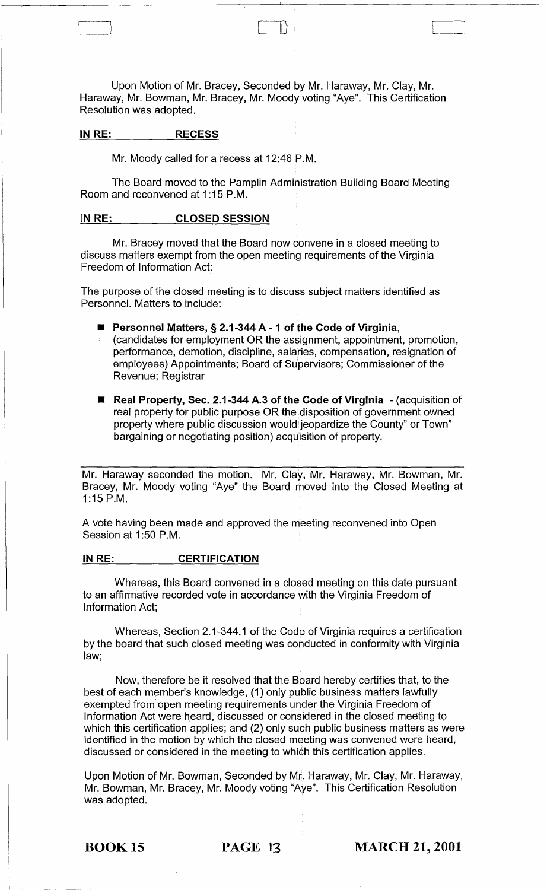Upon Motion of Mr. Bracey, Seconded by Mr. Haraway, Mr. Clay, Mr. Haraway, Mr. Bowman, Mr. Bracey, Mr. Moody voting "Aye". This Certification Resolution was adopted.

**IN RE: RECESS**

Mr. Moody called for a recess at 12:46 P.M.

The Board moved to the Pamplin Administration Building Board Meeting Room and reconvened at 1:15 P.M.

**IN RE: CLOSED SESSION**

Mr. Bracey moved that the Board now convene in a closed meeting to discuss matters exempt from the open meeting requirements of the Virginia Freedom of Information Act:

The purpose of the closed meeting is to discuss subject matters identified as Personnel. Matters to include:

- **Personnel Matters, § 2.1-344 A - 1 of the Code of Virginia,** (candidates for employment OR the assignment, appointment, promotion, performance, demotion, discipline, salaries, compensation, resignation of employees) Appointments; Board of Supervisors; Commissioner of the Revenue; Registrar

- **Real Property, Sec. 2.1-344 A.3 of the Code of Virginia** - (acquisition of real property for public purpose OR the disposition of government owned property where public discussion would jeopardize the County" or Town" bargaining or negotiating position) acquisition of property.

---

Mr. Haraway seconded the motion. Mr. Clay, Mr. Haraway, Mr. Bowman, Mr. Bracey, Mr. Moody voting "Aye" the Board moved into the Closed Meeting at 1:15 P.M.

A vote having been made and approved the meeting reconvened into Open Session at 1:50 P.M.

**IN RE: CERTIFICATION**

Whereas, this Board convened in a closed meeting on this date pursuant to an affirmative recorded vote in accordance with the Virginia Freedom of Information Act;

Whereas, Section 2.1-344.1 of the Code of Virginia requires a certification by the board that such closed meeting was conducted in conformity with Virginia law;

Now, therefore be it resolved that the Board hereby certifies that, to the best of each member's knowledge, (1) only public business matters lawfully exempted from open meeting requirements under the Virginia Freedom of Information Act were heard, discussed or considered in the closed meeting to which this certification applies; and (2) only such public business matters as were identified in the motion by which the closed meeting was convened were heard, discussed or considered in the meeting to which this certification applies.

Upon Motion of Mr. Bowman, Seconded by Mr. Haraway, Mr. Clay, Mr. Haraway, Mr. Bowman, Mr. Bracey, Mr. Moody voting "Aye". This Certification Resolution was adopted.

**BOOK 15 PAGE 13 MARCH 21, 2001**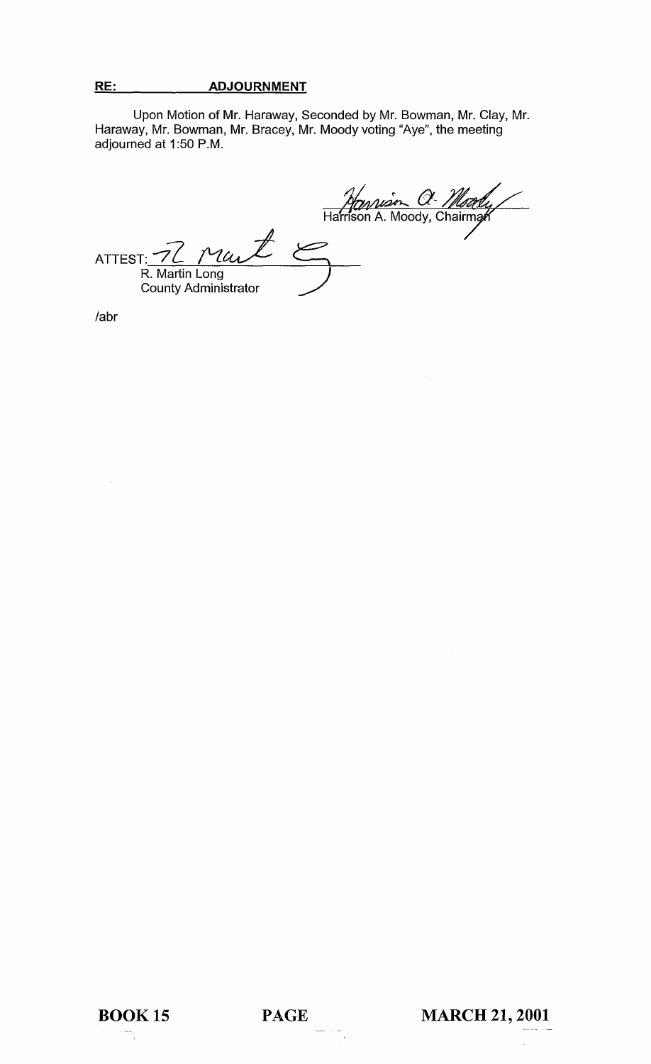**RE: ADJOURNMENT**

Upon Motion of Mr. Haraway, Seconded by Mr. Bowman, Mr. Clay, Mr. Haraway, Mr. Bowman, Mr. Bracey, Mr. Moody voting "Aye", the meeting adjourned at 1:50 P.M.

Harrison A. Moody, Chairman

ATTEST:

R. Martin Long
County Administrator

/abr

**BOOK 15** **PAGE** **MARCH 21, 2001**